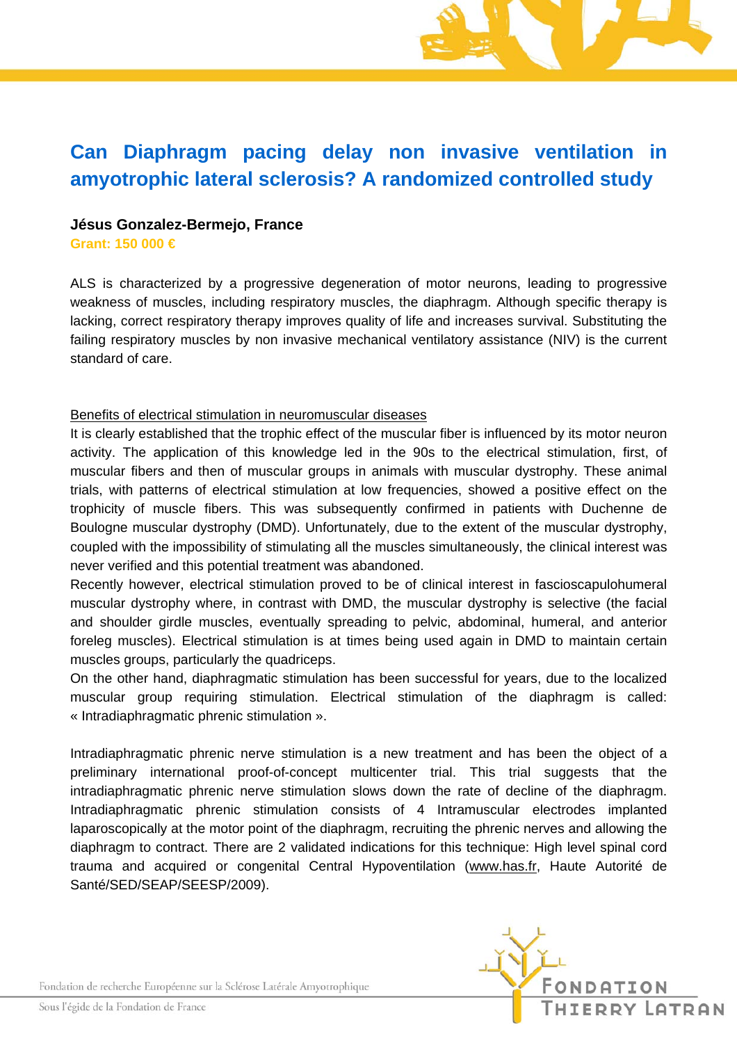# Can Diaphragm pacing delay non invasive ventilation in amyotrophic lateral sclerosis? A randomized controlled study

**Jésus Gonzalez-Bermejo, France**

**Grant: 150 000 €**

ALS is characterized by a progressive degeneration of motor neurons, leading to progressive weakness of muscles, including respiratory muscles, the diaphragm. Although specific therapy is lacking, correct respiratory therapy improves quality of life and increases survival. Substituting the failing respiratory muscles by non invasive mechanical ventilatory assistance (NIV) is the current standard of care.

<u>Benefits of electrical stimulation in neuromuscular diseases</u>

It is clearly established that the trophic effect of the muscular fiber is influenced by its motor neuron activity. The application of this knowledge led in the 90s to the electrical stimulation, first, of muscular fibers and then of muscular groups in animals with muscular dystrophy. These animal trials, with patterns of electrical stimulation at low frequencies, showed a positive effect on the trophicity of muscle fibers. This was subsequently confirmed in patients with Duchenne de Boulogne muscular dystrophy (DMD). Unfortunately, due to the extent of the muscular dystrophy, coupled with the impossibility of stimulating all the muscles simultaneously, the clinical interest was never verified and this potential treatment was abandoned.

Recently however, electrical stimulation proved to be of clinical interest in fascioscapulohumeral muscular dystrophy where, in contrast with DMD, the muscular dystrophy is selective (the facial and shoulder girdle muscles, eventually spreading to pelvic, abdominal, humeral, and anterior foreleg muscles). Electrical stimulation is at times being used again in DMD to maintain certain muscles groups, particularly the quadriceps.

On the other hand, diaphragmatic stimulation has been successful for years, due to the localized muscular group requiring stimulation. Electrical stimulation of the diaphragm is called: « Intradiaphragmatic phrenic stimulation ».

Intradiaphragmatic phrenic nerve stimulation is a new treatment and has been the object of a preliminary international proof-of-concept multicenter trial. This trial suggests that the intradiaphragmatic phrenic nerve stimulation slows down the rate of decline of the diaphragm. Intradiaphragmatic phrenic stimulation consists of 4 Intramuscular electrodes implanted laparoscopically at the motor point of the diaphragm, recruiting the phrenic nerves and allowing the diaphragm to contract. There are 2 validated indications for this technique: High level spinal cord trauma and acquired or congenital Central Hypoventilation (www.has.fr, Haute Autorité de Santé/SED/SEAP/SEESP/2009).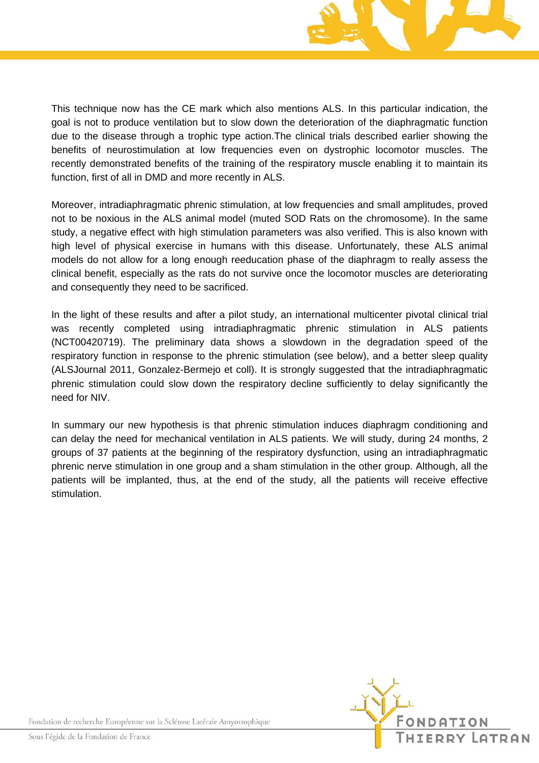This technique now has the CE mark which also mentions ALS. In this particular indication, the goal is not to produce ventilation but to slow down the deterioration of the diaphragmatic function due to the disease through a trophic type action.The clinical trials described earlier showing the benefits of neurostimulation at low frequencies even on dystrophic locomotor muscles. The recently demonstrated benefits of the training of the respiratory muscle enabling it to maintain its function, first of all in DMD and more recently in ALS.

Moreover, intradiaphragmatic phrenic stimulation, at low frequencies and small amplitudes, proved not to be noxious in the ALS animal model (muted SOD Rats on the chromosome). In the same study, a negative effect with high stimulation parameters was also verified. This is also known with high level of physical exercise in humans with this disease. Unfortunately, these ALS animal models do not allow for a long enough reeducation phase of the diaphragm to really assess the clinical benefit, especially as the rats do not survive once the locomotor muscles are deteriorating and consequently they need to be sacrificed.

In the light of these results and after a pilot study, an international multicenter pivotal clinical trial was recently completed using intradiaphragmatic phrenic stimulation in ALS patients (NCT00420719). The preliminary data shows a slowdown in the degradation speed of the respiratory function in response to the phrenic stimulation (see below), and a better sleep quality (ALSJournal 2011, Gonzalez-Bermejo et coll). It is strongly suggested that the intradiaphragmatic phrenic stimulation could slow down the respiratory decline sufficiently to delay significantly the need for NIV.

In summary our new hypothesis is that phrenic stimulation induces diaphragm conditioning and can delay the need for mechanical ventilation in ALS patients. We will study, during 24 months, 2 groups of 37 patients at the beginning of the respiratory dysfunction, using an intradiaphragmatic phrenic nerve stimulation in one group and a sham stimulation in the other group. Although, all the patients will be implanted, thus, at the end of the study, all the patients will receive effective stimulation.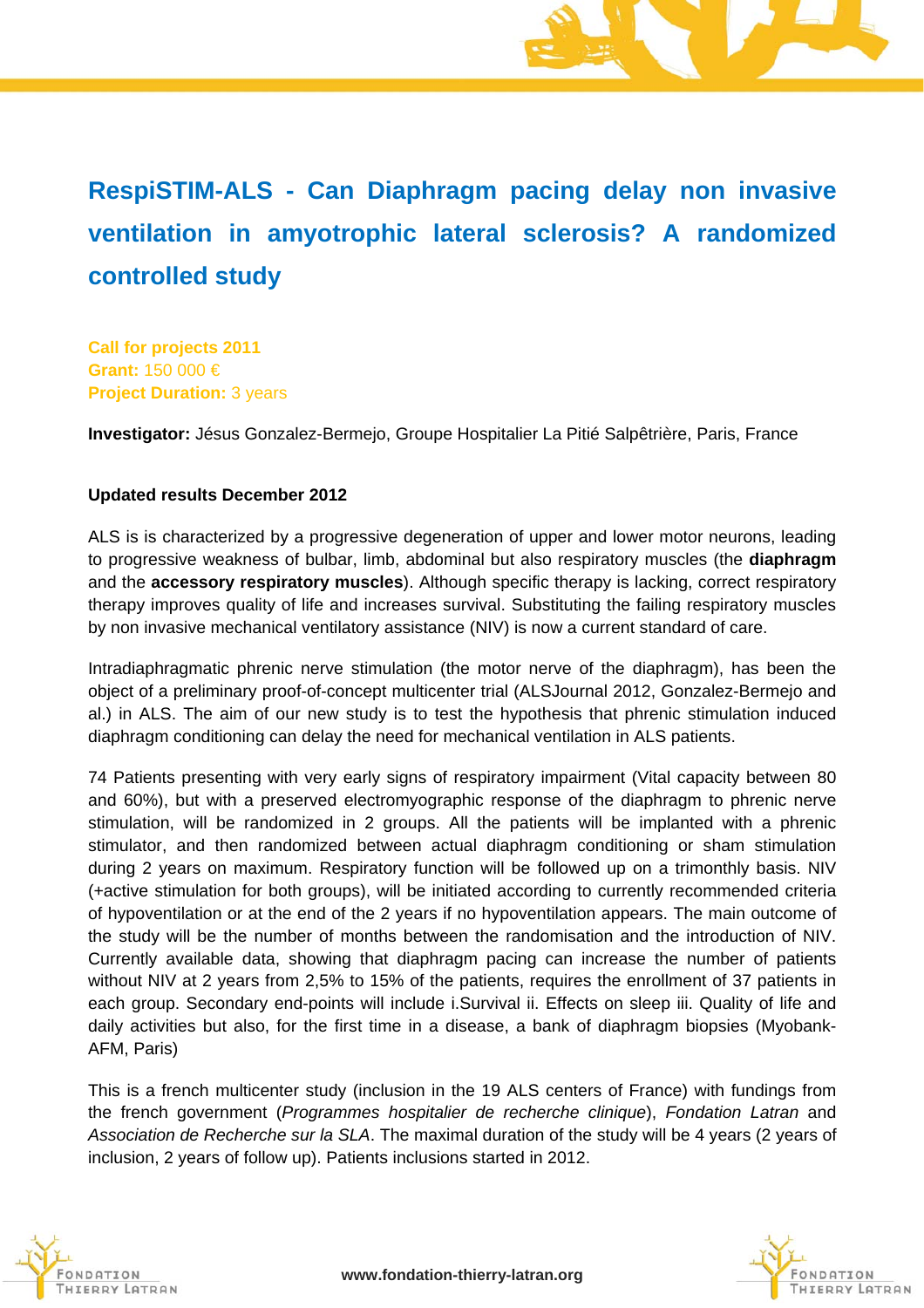# RespiSTIM-ALS - Can Diaphragm pacing delay non invasive ventilation in amyotrophic lateral sclerosis? A randomized controlled study

**Call for projects 2011**
**Grant:** 150 000 €
**Project Duration:** 3 years

**Investigator:** Jésus Gonzalez-Bermejo, Groupe Hospitalier La Pitié Salpêtrière, Paris, France

**Updated results December 2012**

ALS is is characterized by a progressive degeneration of upper and lower motor neurons, leading to progressive weakness of bulbar, limb, abdominal but also respiratory muscles (the **diaphragm** and the **accessory respiratory muscles**). Although specific therapy is lacking, correct respiratory therapy improves quality of life and increases survival. Substituting the failing respiratory muscles by non invasive mechanical ventilatory assistance (NIV) is now a current standard of care.

Intradiaphragmatic phrenic nerve stimulation (the motor nerve of the diaphragm), has been the object of a preliminary proof-of-concept multicenter trial (ALSJournal 2012, Gonzalez-Bermejo and al.) in ALS. The aim of our new study is to test the hypothesis that phrenic stimulation induced diaphragm conditioning can delay the need for mechanical ventilation in ALS patients.

74 Patients presenting with very early signs of respiratory impairment (Vital capacity between 80 and 60%), but with a preserved electromyographic response of the diaphragm to phrenic nerve stimulation, will be randomized in 2 groups. All the patients will be implanted with a phrenic stimulator, and then randomized between actual diaphragm conditioning or sham stimulation during 2 years on maximum. Respiratory function will be followed up on a trimonthly basis. NIV (+active stimulation for both groups), will be initiated according to currently recommended criteria of hypoventilation or at the end of the 2 years if no hypoventilation appears. The main outcome of the study will be the number of months between the randomisation and the introduction of NIV. Currently available data, showing that diaphragm pacing can increase the number of patients without NIV at 2 years from 2,5% to 15% of the patients, requires the enrollment of 37 patients in each group. Secondary end-points will include i.Survival ii. Effects on sleep iii. Quality of life and daily activities but also, for the first time in a disease, a bank of diaphragm biopsies (Myobank-AFM, Paris)

This is a french multicenter study (inclusion in the 19 ALS centers of France) with fundings from the french government (*Programmes hospitalier de recherche clinique*), *Fondation Latran* and *Association de Recherche sur la SLA*. The maximal duration of the study will be 4 years (2 years of inclusion, 2 years of follow up). Patients inclusions started in 2012.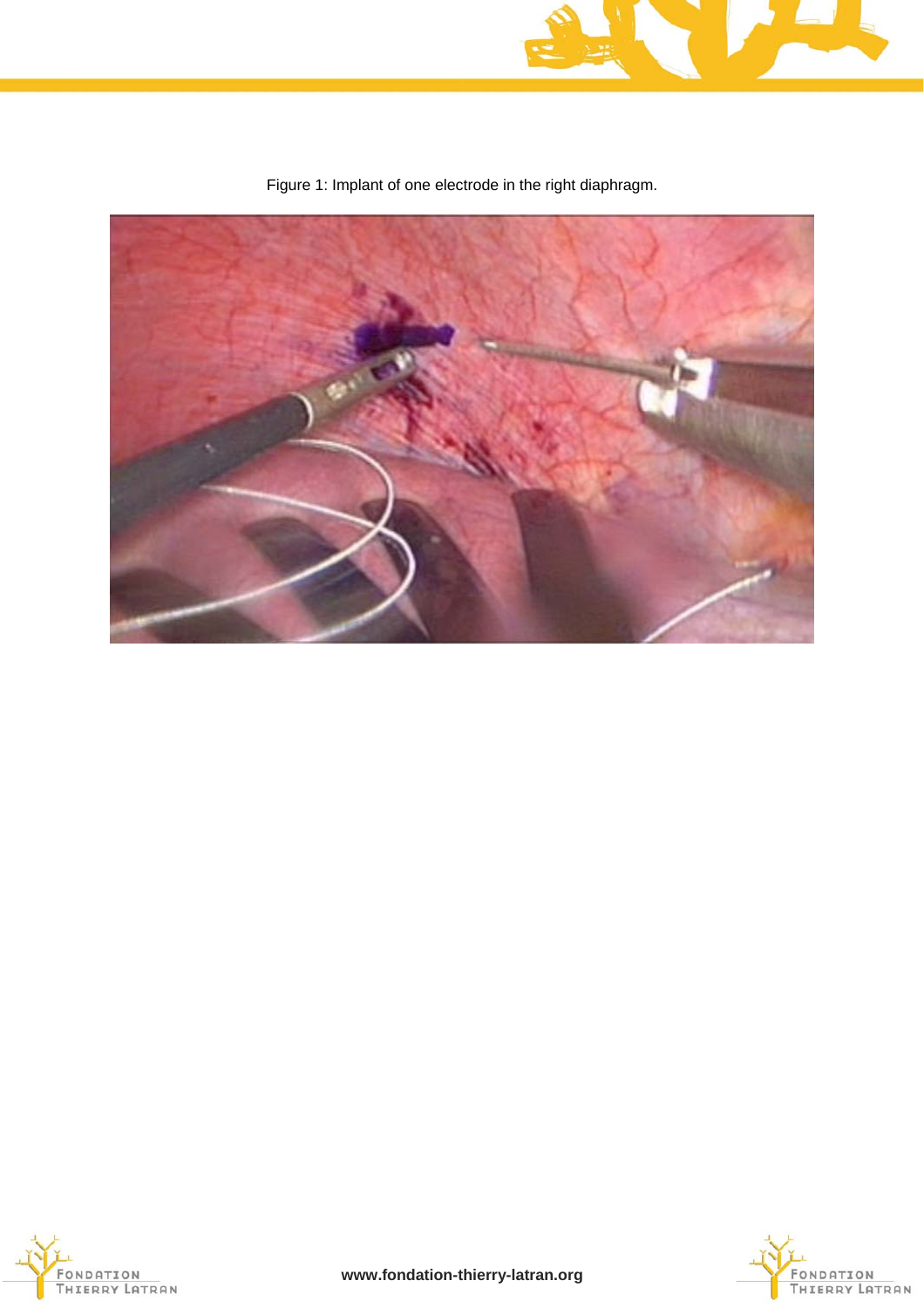Figure 1: Implant of one electrode in the right diaphragm.